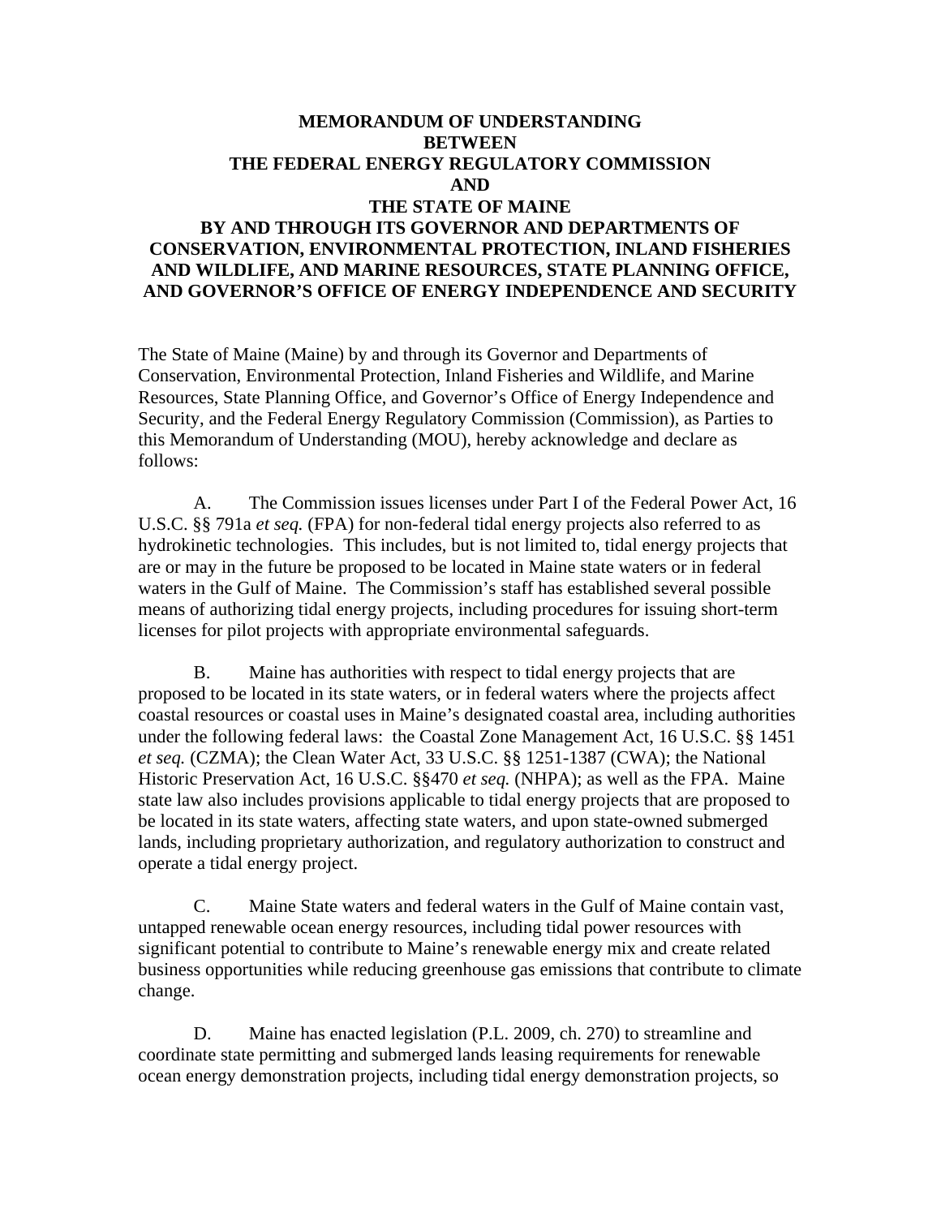# MEMORANDUM OF UNDERSTANDING
# BETWEEN
# THE FEDERAL ENERGY REGULATORY COMMISSION
# AND
# THE STATE OF MAINE
# BY AND THROUGH ITS GOVERNOR AND DEPARTMENTS OF CONSERVATION, ENVIRONMENTAL PROTECTION, INLAND FISHERIES AND WILDLIFE, AND MARINE RESOURCES, STATE PLANNING OFFICE, AND GOVERNOR'S OFFICE OF ENERGY INDEPENDENCE AND SECURITY

The State of Maine (Maine) by and through its Governor and Departments of Conservation, Environmental Protection, Inland Fisheries and Wildlife, and Marine Resources, State Planning Office, and Governor's Office of Energy Independence and Security, and the Federal Energy Regulatory Commission (Commission), as Parties to this Memorandum of Understanding (MOU), hereby acknowledge and declare as follows:

A. The Commission issues licenses under Part I of the Federal Power Act, 16 U.S.C. §§ 791a *et seq.* (FPA) for non-federal tidal energy projects also referred to as hydrokinetic technologies. This includes, but is not limited to, tidal energy projects that are or may in the future be proposed to be located in Maine state waters or in federal waters in the Gulf of Maine. The Commission's staff has established several possible means of authorizing tidal energy projects, including procedures for issuing short-term licenses for pilot projects with appropriate environmental safeguards.

B. Maine has authorities with respect to tidal energy projects that are proposed to be located in its state waters, or in federal waters where the projects affect coastal resources or coastal uses in Maine's designated coastal area, including authorities under the following federal laws: the Coastal Zone Management Act, 16 U.S.C. §§ 1451 *et seq.* (CZMA); the Clean Water Act, 33 U.S.C. §§ 1251-1387 (CWA); the National Historic Preservation Act, 16 U.S.C. §§470 *et seq.* (NHPA); as well as the FPA. Maine state law also includes provisions applicable to tidal energy projects that are proposed to be located in its state waters, affecting state waters, and upon state-owned submerged lands, including proprietary authorization, and regulatory authorization to construct and operate a tidal energy project.

C. Maine State waters and federal waters in the Gulf of Maine contain vast, untapped renewable ocean energy resources, including tidal power resources with significant potential to contribute to Maine's renewable energy mix and create related business opportunities while reducing greenhouse gas emissions that contribute to climate change.

D. Maine has enacted legislation (P.L. 2009, ch. 270) to streamline and coordinate state permitting and submerged lands leasing requirements for renewable ocean energy demonstration projects, including tidal energy demonstration projects, so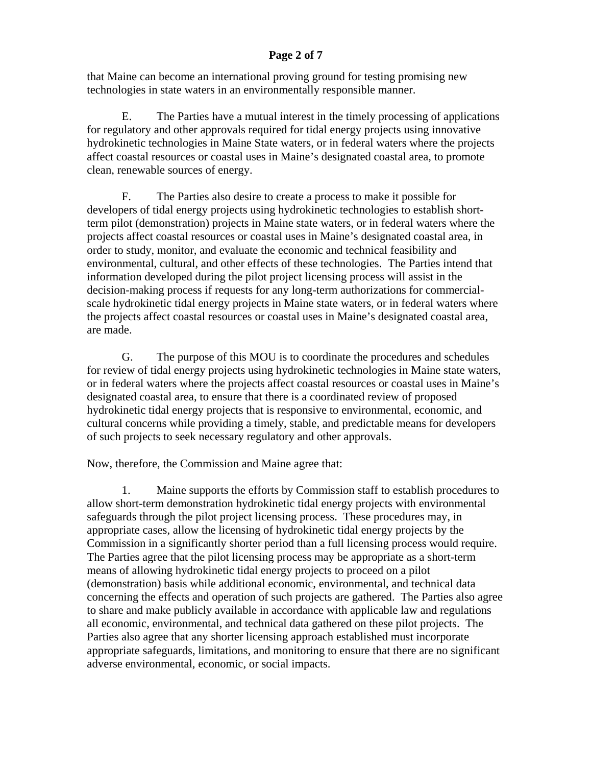that Maine can become an international proving ground for testing promising new technologies in state waters in an environmentally responsible manner.

E. The Parties have a mutual interest in the timely processing of applications for regulatory and other approvals required for tidal energy projects using innovative hydrokinetic technologies in Maine State waters, or in federal waters where the projects affect coastal resources or coastal uses in Maine's designated coastal area, to promote clean, renewable sources of energy.

F. The Parties also desire to create a process to make it possible for developers of tidal energy projects using hydrokinetic technologies to establish short-term pilot (demonstration) projects in Maine state waters, or in federal waters where the projects affect coastal resources or coastal uses in Maine's designated coastal area, in order to study, monitor, and evaluate the economic and technical feasibility and environmental, cultural, and other effects of these technologies. The Parties intend that information developed during the pilot project licensing process will assist in the decision-making process if requests for any long-term authorizations for commercial-scale hydrokinetic tidal energy projects in Maine state waters, or in federal waters where the projects affect coastal resources or coastal uses in Maine's designated coastal area, are made.

G. The purpose of this MOU is to coordinate the procedures and schedules for review of tidal energy projects using hydrokinetic technologies in Maine state waters, or in federal waters where the projects affect coastal resources or coastal uses in Maine's designated coastal area, to ensure that there is a coordinated review of proposed hydrokinetic tidal energy projects that is responsive to environmental, economic, and cultural concerns while providing a timely, stable, and predictable means for developers of such projects to seek necessary regulatory and other approvals.

Now, therefore, the Commission and Maine agree that:

1. Maine supports the efforts by Commission staff to establish procedures to allow short-term demonstration hydrokinetic tidal energy projects with environmental safeguards through the pilot project licensing process. These procedures may, in appropriate cases, allow the licensing of hydrokinetic tidal energy projects by the Commission in a significantly shorter period than a full licensing process would require. The Parties agree that the pilot licensing process may be appropriate as a short-term means of allowing hydrokinetic tidal energy projects to proceed on a pilot (demonstration) basis while additional economic, environmental, and technical data concerning the effects and operation of such projects are gathered. The Parties also agree to share and make publicly available in accordance with applicable law and regulations all economic, environmental, and technical data gathered on these pilot projects. The Parties also agree that any shorter licensing approach established must incorporate appropriate safeguards, limitations, and monitoring to ensure that there are no significant adverse environmental, economic, or social impacts.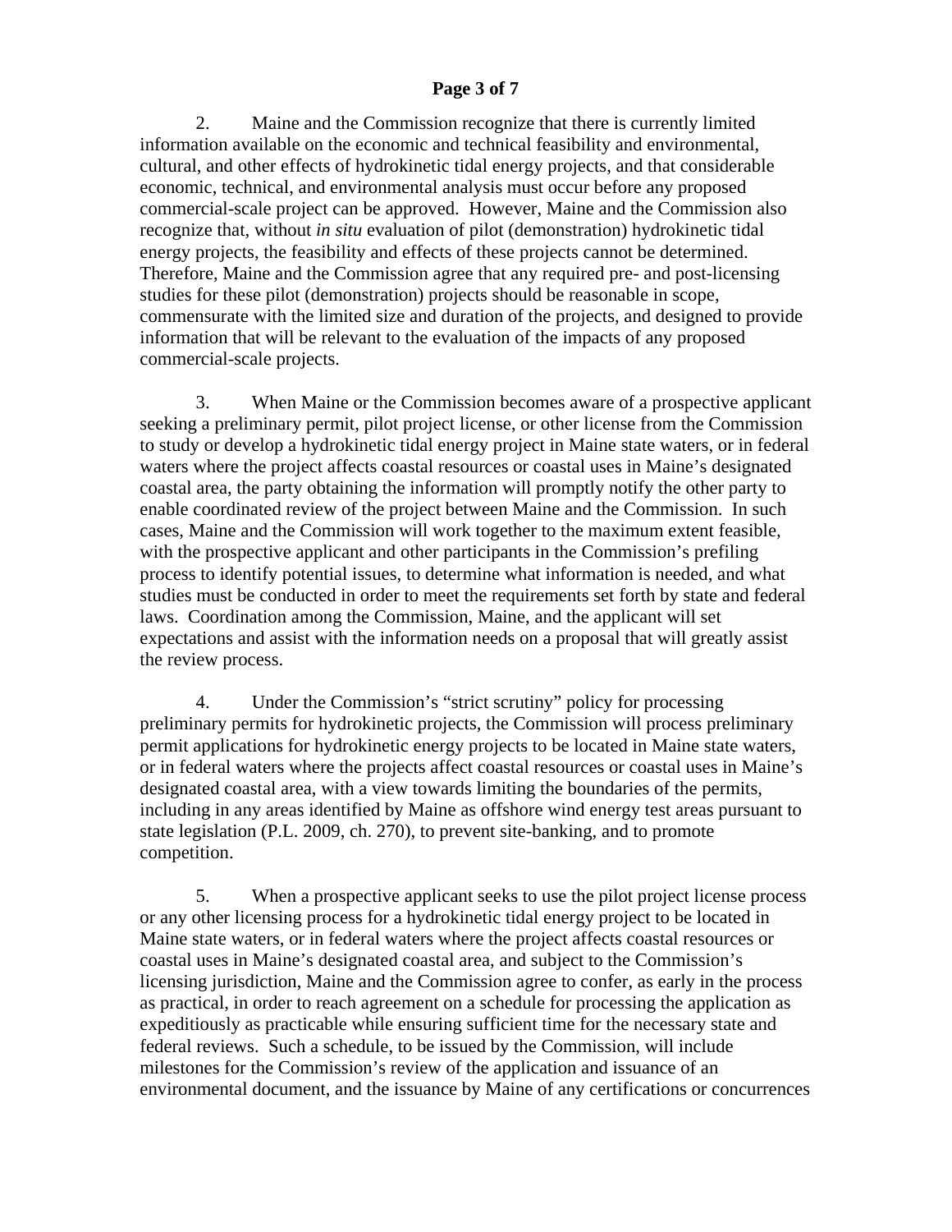2. Maine and the Commission recognize that there is currently limited information available on the economic and technical feasibility and environmental, cultural, and other effects of hydrokinetic tidal energy projects, and that considerable economic, technical, and environmental analysis must occur before any proposed commercial-scale project can be approved. However, Maine and the Commission also recognize that, without *in situ* evaluation of pilot (demonstration) hydrokinetic tidal energy projects, the feasibility and effects of these projects cannot be determined. Therefore, Maine and the Commission agree that any required pre- and post-licensing studies for these pilot (demonstration) projects should be reasonable in scope, commensurate with the limited size and duration of the projects, and designed to provide information that will be relevant to the evaluation of the impacts of any proposed commercial-scale projects.

3. When Maine or the Commission becomes aware of a prospective applicant seeking a preliminary permit, pilot project license, or other license from the Commission to study or develop a hydrokinetic tidal energy project in Maine state waters, or in federal waters where the project affects coastal resources or coastal uses in Maine's designated coastal area, the party obtaining the information will promptly notify the other party to enable coordinated review of the project between Maine and the Commission. In such cases, Maine and the Commission will work together to the maximum extent feasible, with the prospective applicant and other participants in the Commission's prefiling process to identify potential issues, to determine what information is needed, and what studies must be conducted in order to meet the requirements set forth by state and federal laws. Coordination among the Commission, Maine, and the applicant will set expectations and assist with the information needs on a proposal that will greatly assist the review process.

4. Under the Commission's "strict scrutiny" policy for processing preliminary permits for hydrokinetic projects, the Commission will process preliminary permit applications for hydrokinetic energy projects to be located in Maine state waters, or in federal waters where the projects affect coastal resources or coastal uses in Maine's designated coastal area, with a view towards limiting the boundaries of the permits, including in any areas identified by Maine as offshore wind energy test areas pursuant to state legislation (P.L. 2009, ch. 270), to prevent site-banking, and to promote competition.

5. When a prospective applicant seeks to use the pilot project license process or any other licensing process for a hydrokinetic tidal energy project to be located in Maine state waters, or in federal waters where the project affects coastal resources or coastal uses in Maine's designated coastal area, and subject to the Commission's licensing jurisdiction, Maine and the Commission agree to confer, as early in the process as practical, in order to reach agreement on a schedule for processing the application as expeditiously as practicable while ensuring sufficient time for the necessary state and federal reviews. Such a schedule, to be issued by the Commission, will include milestones for the Commission's review of the application and issuance of an environmental document, and the issuance by Maine of any certifications or concurrences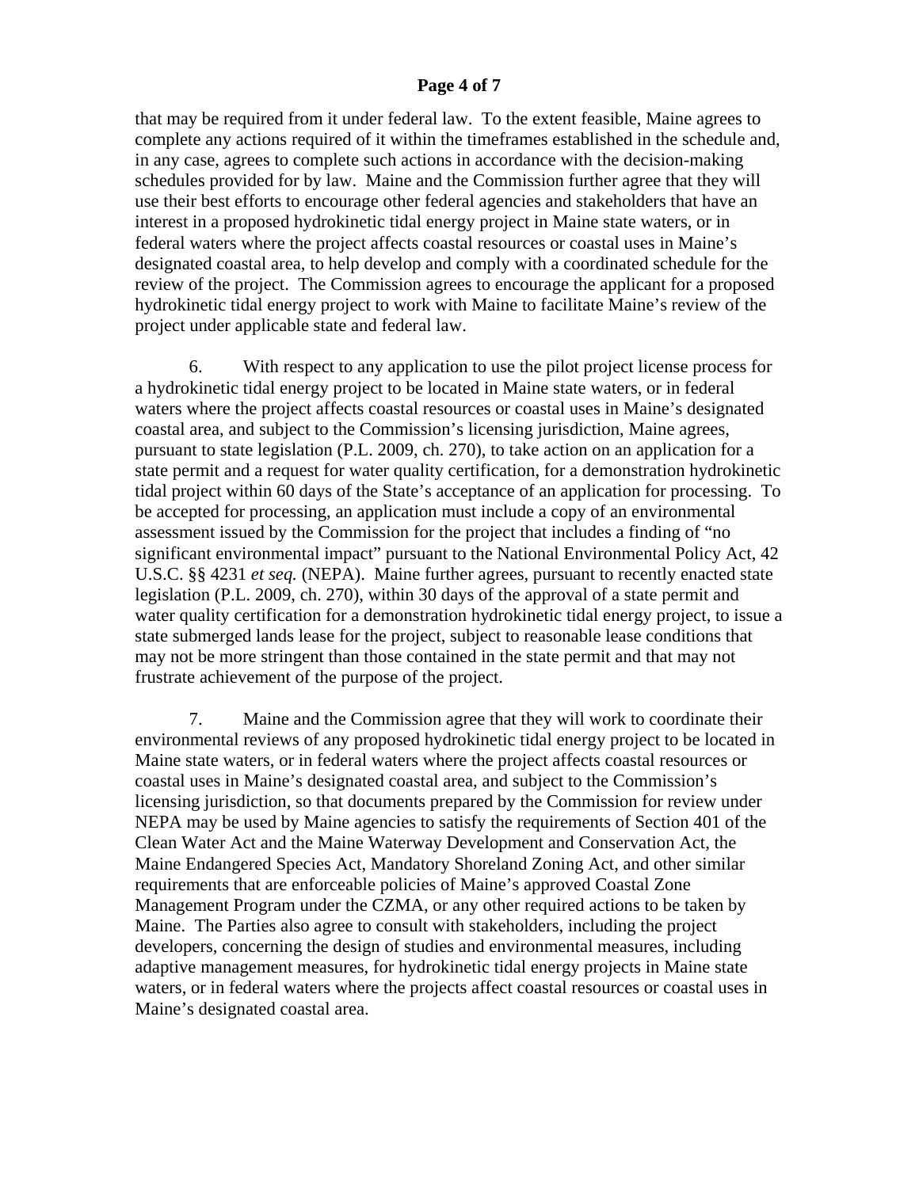that may be required from it under federal law. To the extent feasible, Maine agrees to complete any actions required of it within the timeframes established in the schedule and, in any case, agrees to complete such actions in accordance with the decision-making schedules provided for by law. Maine and the Commission further agree that they will use their best efforts to encourage other federal agencies and stakeholders that have an interest in a proposed hydrokinetic tidal energy project in Maine state waters, or in federal waters where the project affects coastal resources or coastal uses in Maine's designated coastal area, to help develop and comply with a coordinated schedule for the review of the project. The Commission agrees to encourage the applicant for a proposed hydrokinetic tidal energy project to work with Maine to facilitate Maine's review of the project under applicable state and federal law.

6. With respect to any application to use the pilot project license process for a hydrokinetic tidal energy project to be located in Maine state waters, or in federal waters where the project affects coastal resources or coastal uses in Maine's designated coastal area, and subject to the Commission's licensing jurisdiction, Maine agrees, pursuant to state legislation (P.L. 2009, ch. 270), to take action on an application for a state permit and a request for water quality certification, for a demonstration hydrokinetic tidal project within 60 days of the State's acceptance of an application for processing. To be accepted for processing, an application must include a copy of an environmental assessment issued by the Commission for the project that includes a finding of "no significant environmental impact" pursuant to the National Environmental Policy Act, 42 U.S.C. §§ 4231 *et seq.* (NEPA). Maine further agrees, pursuant to recently enacted state legislation (P.L. 2009, ch. 270), within 30 days of the approval of a state permit and water quality certification for a demonstration hydrokinetic tidal energy project, to issue a state submerged lands lease for the project, subject to reasonable lease conditions that may not be more stringent than those contained in the state permit and that may not frustrate achievement of the purpose of the project.

7. Maine and the Commission agree that they will work to coordinate their environmental reviews of any proposed hydrokinetic tidal energy project to be located in Maine state waters, or in federal waters where the project affects coastal resources or coastal uses in Maine's designated coastal area, and subject to the Commission's licensing jurisdiction, so that documents prepared by the Commission for review under NEPA may be used by Maine agencies to satisfy the requirements of Section 401 of the Clean Water Act and the Maine Waterway Development and Conservation Act, the Maine Endangered Species Act, Mandatory Shoreland Zoning Act, and other similar requirements that are enforceable policies of Maine's approved Coastal Zone Management Program under the CZMA, or any other required actions to be taken by Maine. The Parties also agree to consult with stakeholders, including the project developers, concerning the design of studies and environmental measures, including adaptive management measures, for hydrokinetic tidal energy projects in Maine state waters, or in federal waters where the projects affect coastal resources or coastal uses in Maine's designated coastal area.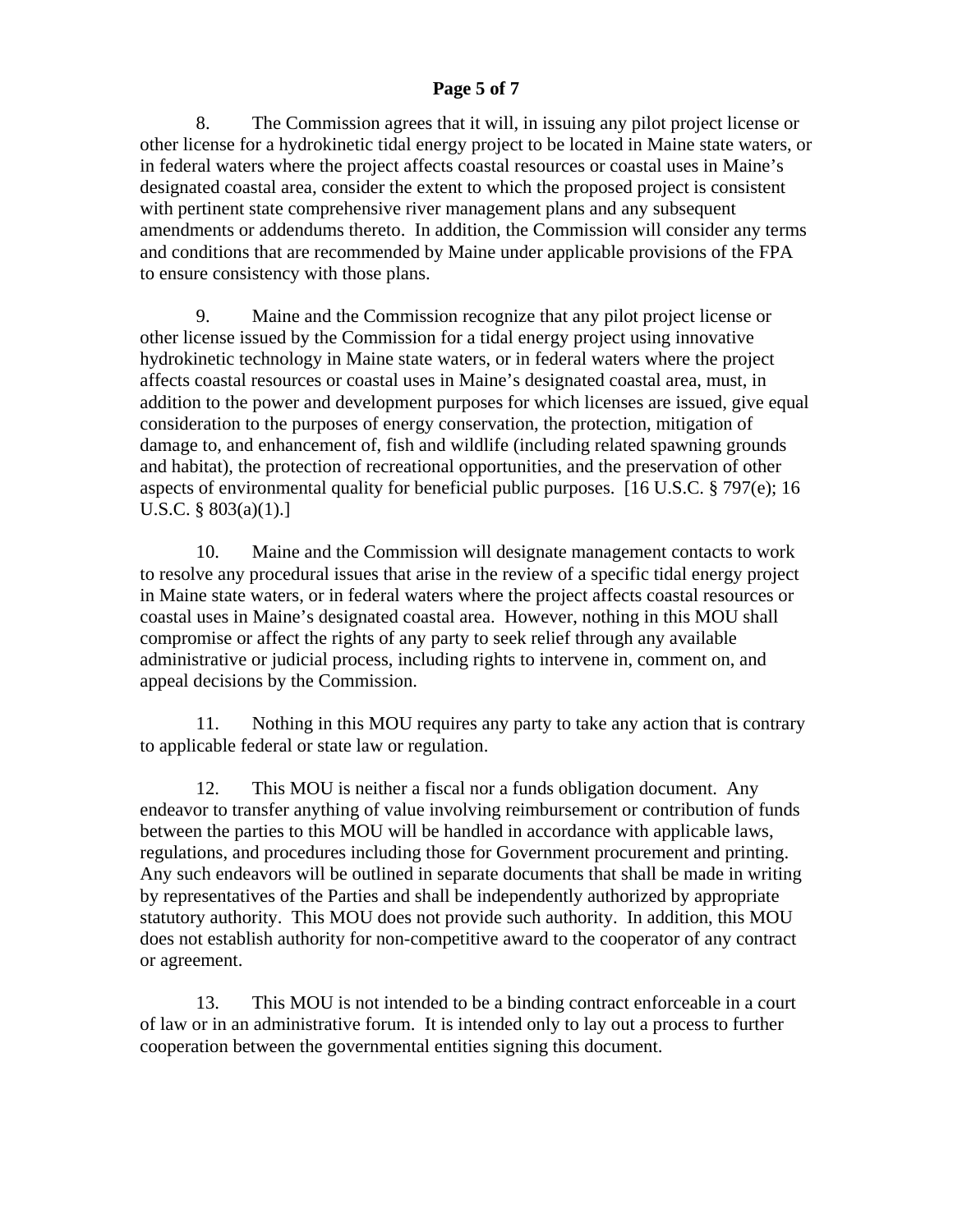8. The Commission agrees that it will, in issuing any pilot project license or other license for a hydrokinetic tidal energy project to be located in Maine state waters, or in federal waters where the project affects coastal resources or coastal uses in Maine's designated coastal area, consider the extent to which the proposed project is consistent with pertinent state comprehensive river management plans and any subsequent amendments or addendums thereto. In addition, the Commission will consider any terms and conditions that are recommended by Maine under applicable provisions of the FPA to ensure consistency with those plans.

9. Maine and the Commission recognize that any pilot project license or other license issued by the Commission for a tidal energy project using innovative hydrokinetic technology in Maine state waters, or in federal waters where the project affects coastal resources or coastal uses in Maine's designated coastal area, must, in addition to the power and development purposes for which licenses are issued, give equal consideration to the purposes of energy conservation, the protection, mitigation of damage to, and enhancement of, fish and wildlife (including related spawning grounds and habitat), the protection of recreational opportunities, and the preservation of other aspects of environmental quality for beneficial public purposes. [16 U.S.C. § 797(e); 16 U.S.C. § 803(a)(1).]

10. Maine and the Commission will designate management contacts to work to resolve any procedural issues that arise in the review of a specific tidal energy project in Maine state waters, or in federal waters where the project affects coastal resources or coastal uses in Maine's designated coastal area. However, nothing in this MOU shall compromise or affect the rights of any party to seek relief through any available administrative or judicial process, including rights to intervene in, comment on, and appeal decisions by the Commission.

11. Nothing in this MOU requires any party to take any action that is contrary to applicable federal or state law or regulation.

12. This MOU is neither a fiscal nor a funds obligation document. Any endeavor to transfer anything of value involving reimbursement or contribution of funds between the parties to this MOU will be handled in accordance with applicable laws, regulations, and procedures including those for Government procurement and printing. Any such endeavors will be outlined in separate documents that shall be made in writing by representatives of the Parties and shall be independently authorized by appropriate statutory authority. This MOU does not provide such authority. In addition, this MOU does not establish authority for non-competitive award to the cooperator of any contract or agreement.

13. This MOU is not intended to be a binding contract enforceable in a court of law or in an administrative forum. It is intended only to lay out a process to further cooperation between the governmental entities signing this document.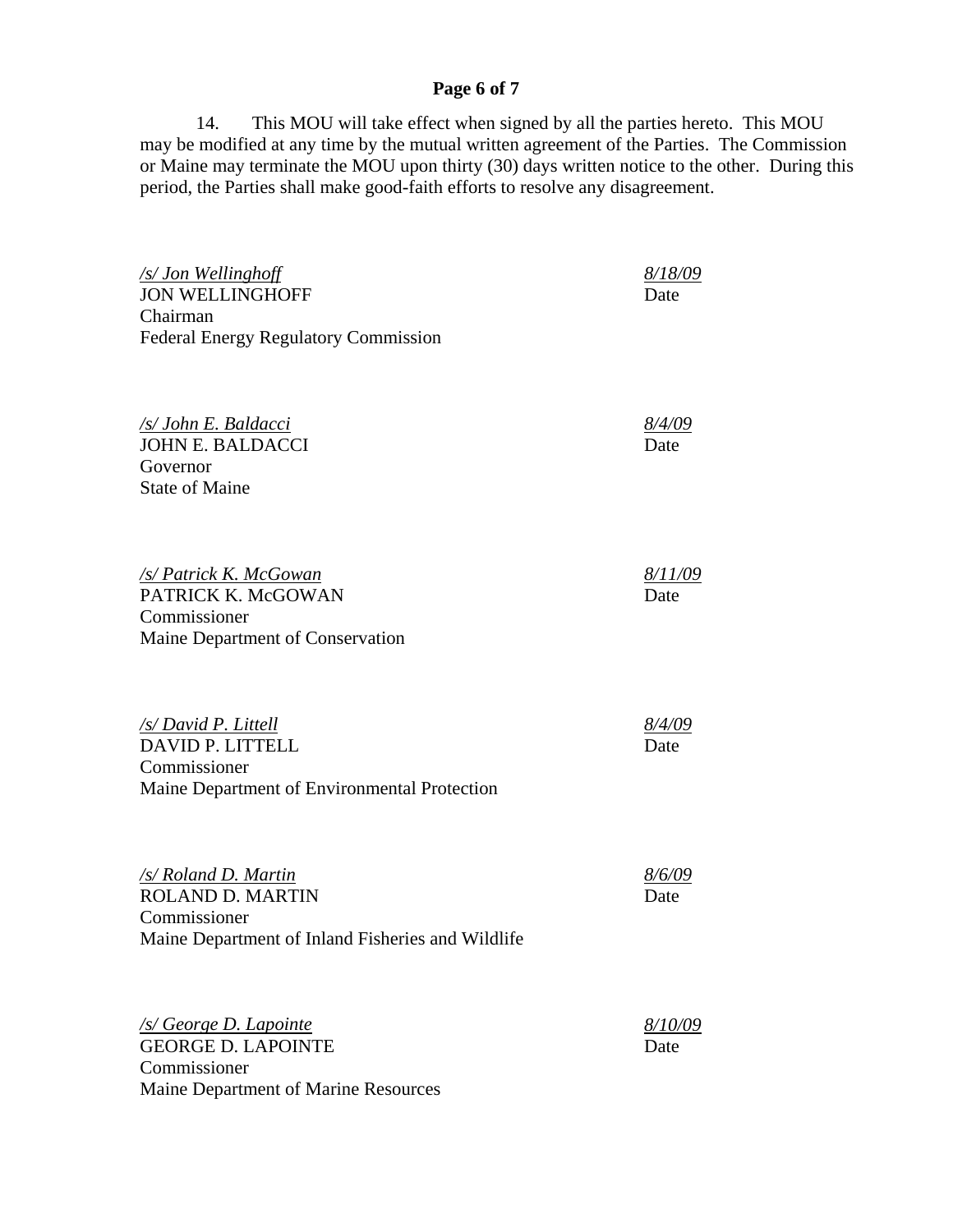14. This MOU will take effect when signed by all the parties hereto. This MOU may be modified at any time by the mutual written agreement of the Parties. The Commission or Maine may terminate the MOU upon thirty (30) days written notice to the other. During this period, the Parties shall make good-faith efforts to resolve any disagreement.

| | |
|---|---|
| */s/ Jon Wellinghoff*<br>JON WELLINGHOFF<br>Chairman<br>Federal Energy Regulatory Commission | *8/18/09*<br>Date |
| */s/ John E. Baldacci*<br>JOHN E. BALDACCI<br>Governor<br>State of Maine | *8/4/09*<br>Date |
| */s/ Patrick K. McGowan*<br>PATRICK K. McGOWAN<br>Commissioner<br>Maine Department of Conservation | *8/11/09*<br>Date |
| */s/ David P. Littell*<br>DAVID P. LITTELL<br>Commissioner<br>Maine Department of Environmental Protection | *8/4/09*<br>Date |
| */s/ Roland D. Martin*<br>ROLAND D. MARTIN<br>Commissioner<br>Maine Department of Inland Fisheries and Wildlife | *8/6/09*<br>Date |
| */s/ George D. Lapointe*<br>GEORGE D. LAPOINTE<br>Commissioner<br>Maine Department of Marine Resources | *8/10/09*<br>Date |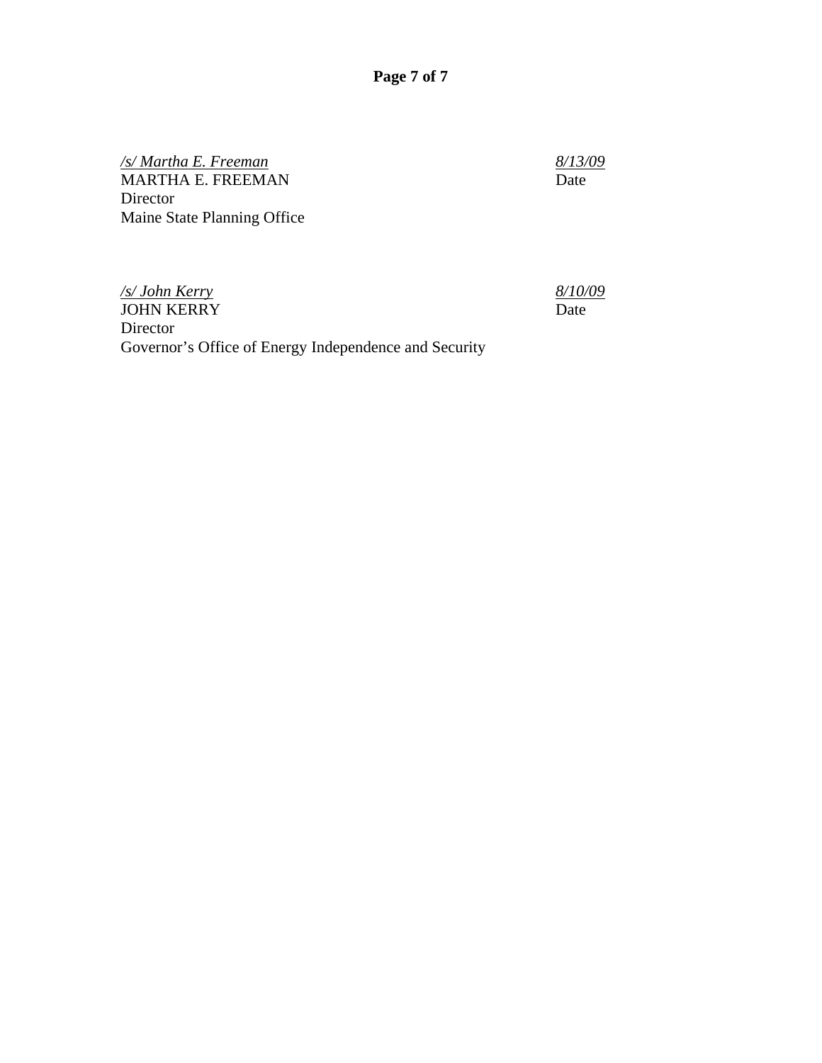*/s/ Martha E. Freeman* | *8/13/09*
MARTHA E. FREEMAN | Date
Director
Maine State Planning Office

*/s/ John Kerry* | *8/10/09*
JOHN KERRY | Date
Director
Governor's Office of Energy Independence and Security